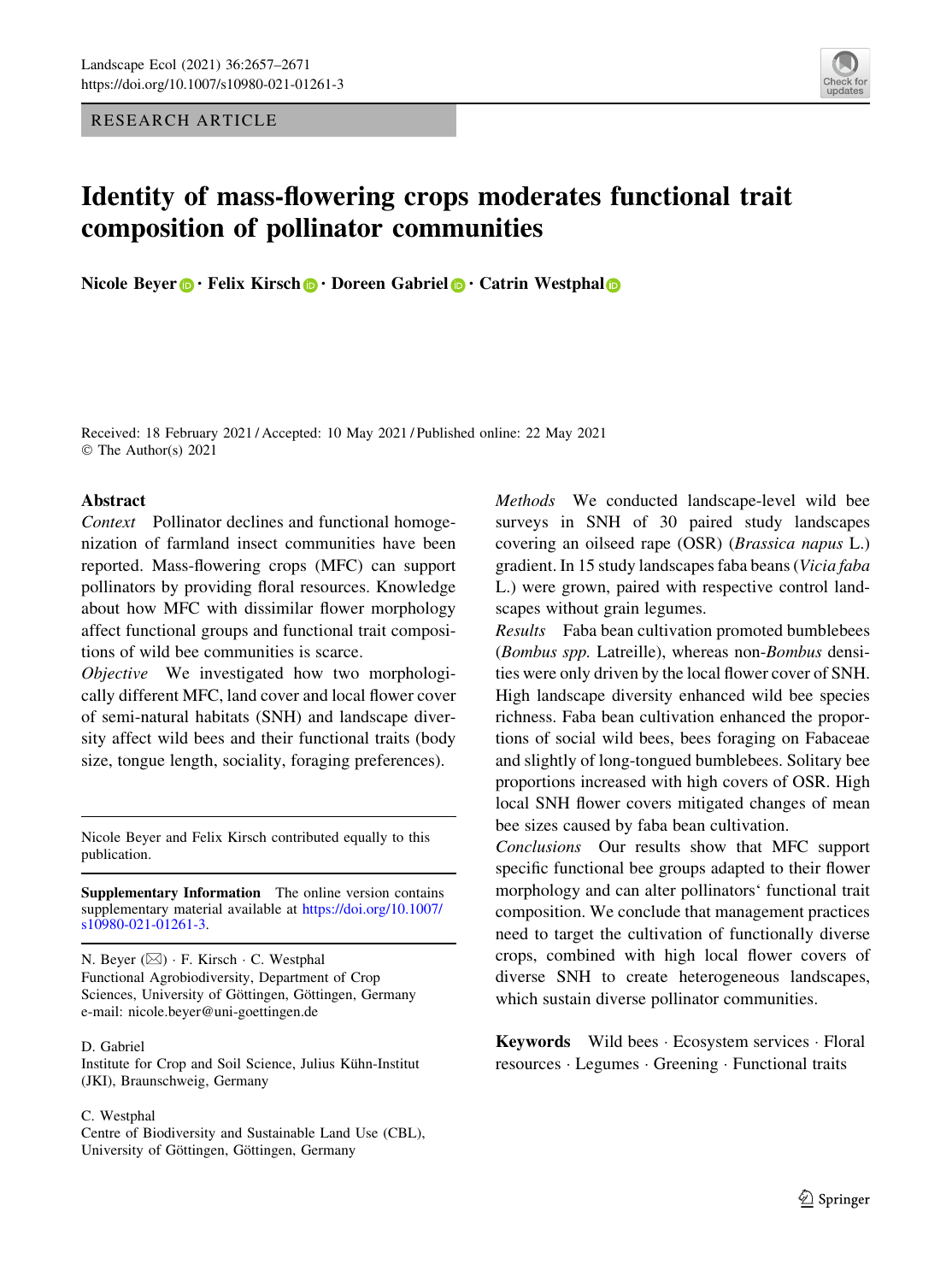RESEARCH ARTICLE

# Identity of mass-flowering crops moderates functional trait composition of pollinator communities

**Nicole Beyer · Felix Kirsch · Doreen Gabriel · Catrin Westphal**

Received: 18 February 2021 / Accepted: 10 May 2021 / Published online: 22 May 2021
© The Author(s) 2021

## Abstract

*Context* Pollinator declines and functional homogenization of farmland insect communities have been reported. Mass-flowering crops (MFC) can support pollinators by providing floral resources. Knowledge about how MFC with dissimilar flower morphology affect functional groups and functional trait compositions of wild bee communities is scarce.

*Objective* We investigated how two morphologically different MFC, land cover and local flower cover of semi-natural habitats (SNH) and landscape diversity affect wild bees and their functional traits (body size, tongue length, sociality, foraging preferences).

*Methods* We conducted landscape-level wild bee surveys in SNH of 30 paired study landscapes covering an oilseed rape (OSR) (*Brassica napus* L.) gradient. In 15 study landscapes faba beans (*Vicia faba* L.) were grown, paired with respective control landscapes without grain legumes.

*Results* Faba bean cultivation promoted bumblebees (*Bombus spp.* Latreille), whereas non-*Bombus* densities were only driven by the local flower cover of SNH. High landscape diversity enhanced wild bee species richness. Faba bean cultivation enhanced the proportions of social wild bees, bees foraging on Fabaceae and slightly of long-tongued bumblebees. Solitary bee proportions increased with high covers of OSR. High local SNH flower covers mitigated changes of mean bee sizes caused by faba bean cultivation.

*Conclusions* Our results show that MFC support specific functional bee groups adapted to their flower morphology and can alter pollinators' functional trait composition. We conclude that management practices need to target the cultivation of functionally diverse crops, combined with high local flower covers of diverse SNH to create heterogeneous landscapes, which sustain diverse pollinator communities.

**Keywords** Wild bees · Ecosystem services · Floral resources · Legumes · Greening · Functional traits

---

Nicole Beyer and Felix Kirsch contributed equally to this publication.

**Supplementary Information** The online version contains supplementary material available at https://doi.org/10.1007/s10980-021-01261-3.

N. Beyer (✉) · F. Kirsch · C. Westphal
Functional Agrobiodiversity, Department of Crop Sciences, University of Göttingen, Göttingen, Germany
e-mail: nicole.beyer@uni-goettingen.de

D. Gabriel
Institute for Crop and Soil Science, Julius Kühn-Institut (JKI), Braunschweig, Germany

C. Westphal
Centre of Biodiversity and Sustainable Land Use (CBL), University of Göttingen, Göttingen, Germany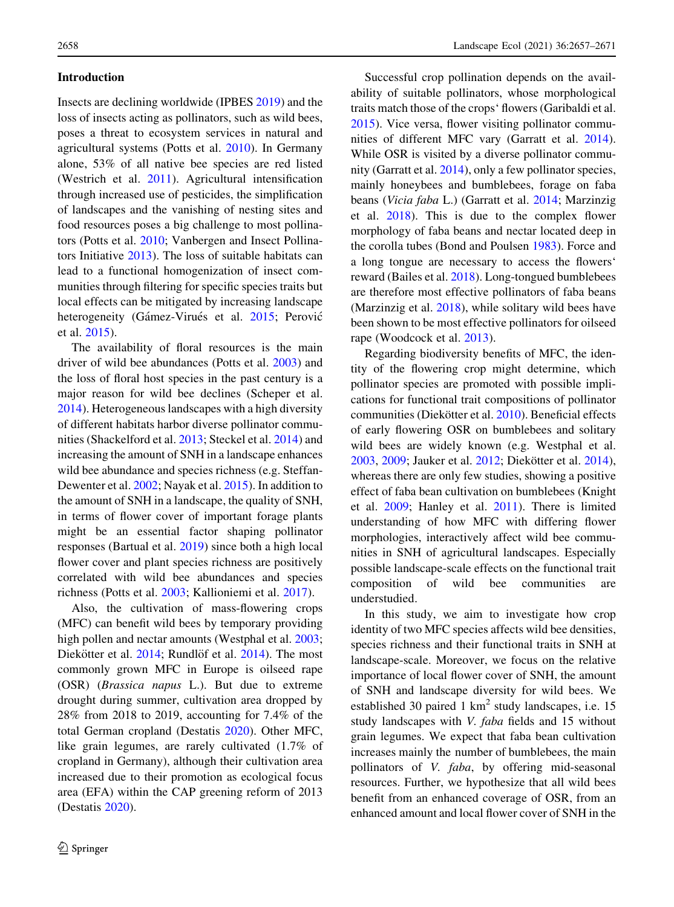## Introduction

Insects are declining worldwide (IPBES 2019) and the loss of insects acting as pollinators, such as wild bees, poses a threat to ecosystem services in natural and agricultural systems (Potts et al. 2010). In Germany alone, 53% of all native bee species are red listed (Westrich et al. 2011). Agricultural intensification through increased use of pesticides, the simplification of landscapes and the vanishing of nesting sites and food resources poses a big challenge to most pollinators (Potts et al. 2010; Vanbergen and Insect Pollinators Initiative 2013). The loss of suitable habitats can lead to a functional homogenization of insect communities through filtering for specific species traits but local effects can be mitigated by increasing landscape heterogeneity (Gámez-Virués et al. 2015; Perović et al. 2015).

The availability of floral resources is the main driver of wild bee abundances (Potts et al. 2003) and the loss of floral host species in the past century is a major reason for wild bee declines (Scheper et al. 2014). Heterogeneous landscapes with a high diversity of different habitats harbor diverse pollinator communities (Shackelford et al. 2013; Steckel et al. 2014) and increasing the amount of SNH in a landscape enhances wild bee abundance and species richness (e.g. Steffan-Dewenter et al. 2002; Nayak et al. 2015). In addition to the amount of SNH in a landscape, the quality of SNH, in terms of flower cover of important forage plants might be an essential factor shaping pollinator responses (Bartual et al. 2019) since both a high local flower cover and plant species richness are positively correlated with wild bee abundances and species richness (Potts et al. 2003; Kallioniemi et al. 2017).

Also, the cultivation of mass-flowering crops (MFC) can benefit wild bees by temporary providing high pollen and nectar amounts (Westphal et al. 2003; Diekötter et al. 2014; Rundlöf et al. 2014). The most commonly grown MFC in Europe is oilseed rape (OSR) (*Brassica napus* L.). But due to extreme drought during summer, cultivation area dropped by 28% from 2018 to 2019, accounting for 7.4% of the total German cropland (Destatis 2020). Other MFC, like grain legumes, are rarely cultivated (1.7% of cropland in Germany), although their cultivation area increased due to their promotion as ecological focus area (EFA) within the CAP greening reform of 2013 (Destatis 2020).

Successful crop pollination depends on the availability of suitable pollinators, whose morphological traits match those of the crops' flowers (Garibaldi et al. 2015). Vice versa, flower visiting pollinator communities of different MFC vary (Garratt et al. 2014). While OSR is visited by a diverse pollinator community (Garratt et al. 2014), only a few pollinator species, mainly honeybees and bumblebees, forage on faba beans (*Vicia faba* L.) (Garratt et al. 2014; Marzinzig et al. 2018). This is due to the complex flower morphology of faba beans and nectar located deep in the corolla tubes (Bond and Poulsen 1983). Force and a long tongue are necessary to access the flowers' reward (Bailes et al. 2018). Long-tongued bumblebees are therefore most effective pollinators of faba beans (Marzinzig et al. 2018), while solitary wild bees have been shown to be most effective pollinators for oilseed rape (Woodcock et al. 2013).

Regarding biodiversity benefits of MFC, the identity of the flowering crop might determine, which pollinator species are promoted with possible implications for functional trait compositions of pollinator communities (Diekötter et al. 2010). Beneficial effects of early flowering OSR on bumblebees and solitary wild bees are widely known (e.g. Westphal et al. 2003, 2009; Jauker et al. 2012; Diekötter et al. 2014), whereas there are only few studies, showing a positive effect of faba bean cultivation on bumblebees (Knight et al. 2009; Hanley et al. 2011). There is limited understanding of how MFC with differing flower morphologies, interactively affect wild bee communities in SNH of agricultural landscapes. Especially possible landscape-scale effects on the functional trait composition of wild bee communities are understudied.

In this study, we aim to investigate how crop identity of two MFC species affects wild bee densities, species richness and their functional traits in SNH at landscape-scale. Moreover, we focus on the relative importance of local flower cover of SNH, the amount of SNH and landscape diversity for wild bees. We established 30 paired 1 km$^2$ study landscapes, i.e. 15 study landscapes with *V. faba* fields and 15 without grain legumes. We expect that faba bean cultivation increases mainly the number of bumblebees, the main pollinators of *V. faba*, by offering mid-seasonal resources. Further, we hypothesize that all wild bees benefit from an enhanced coverage of OSR, from an enhanced amount and local flower cover of SNH in the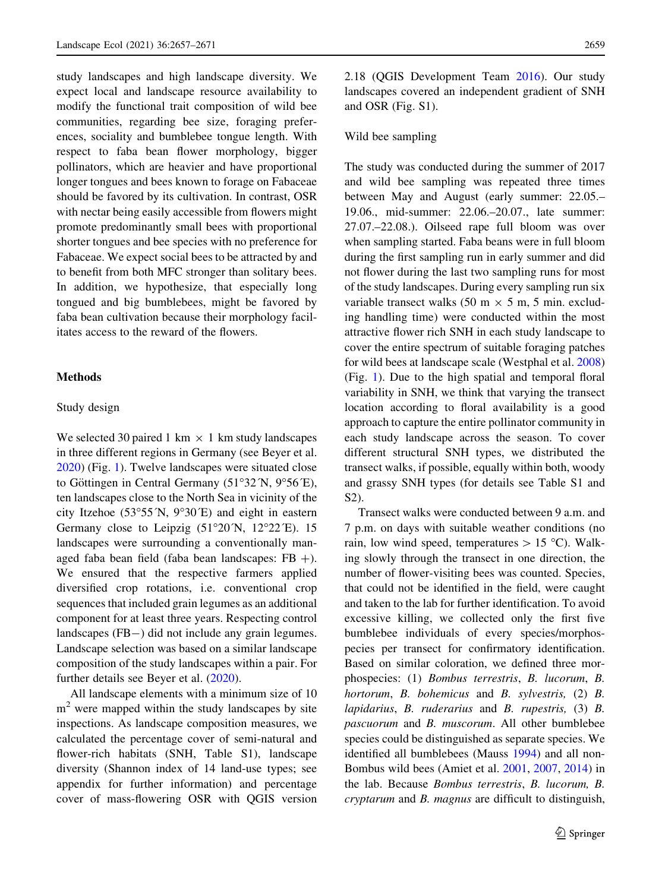study landscapes and high landscape diversity. We expect local and landscape resource availability to modify the functional trait composition of wild bee communities, regarding bee size, foraging preferences, sociality and bumblebee tongue length. With respect to faba bean flower morphology, bigger pollinators, which are heavier and have proportional longer tongues and bees known to forage on Fabaceae should be favored by its cultivation. In contrast, OSR with nectar being easily accessible from flowers might promote predominantly small bees with proportional shorter tongues and bee species with no preference for Fabaceae. We expect social bees to be attracted by and to benefit from both MFC stronger than solitary bees. In addition, we hypothesize, that especially long tongued and big bumblebees, might be favored by faba bean cultivation because their morphology facilitates access to the reward of the flowers.

## Methods

### Study design

We selected 30 paired 1 km × 1 km study landscapes in three different regions in Germany (see Beyer et al. 2020) (Fig. 1). Twelve landscapes were situated close to Göttingen in Central Germany (51°32´N, 9°56´E), ten landscapes close to the North Sea in vicinity of the city Itzehoe (53°55´N, 9°30´E) and eight in eastern Germany close to Leipzig (51°20´N, 12°22´E). 15 landscapes were surrounding a conventionally managed faba bean field (faba bean landscapes: FB +). We ensured that the respective farmers applied diversified crop rotations, i.e. conventional crop sequences that included grain legumes as an additional component for at least three years. Respecting control landscapes (FB−) did not include any grain legumes. Landscape selection was based on a similar landscape composition of the study landscapes within a pair. For further details see Beyer et al. (2020).

All landscape elements with a minimum size of 10 m$^2$ were mapped within the study landscapes by site inspections. As landscape composition measures, we calculated the percentage cover of semi-natural and flower-rich habitats (SNH, Table S1), landscape diversity (Shannon index of 14 land-use types; see appendix for further information) and percentage cover of mass-flowering OSR with QGIS version 2.18 (QGIS Development Team 2016). Our study landscapes covered an independent gradient of SNH and OSR (Fig. S1).

### Wild bee sampling

The study was conducted during the summer of 2017 and wild bee sampling was repeated three times between May and August (early summer: 22.05.–19.06., mid-summer: 22.06.–20.07., late summer: 27.07.–22.08.). Oilseed rape full bloom was over when sampling started. Faba beans were in full bloom during the first sampling run in early summer and did not flower during the last two sampling runs for most of the study landscapes. During every sampling run six variable transect walks (50 m × 5 m, 5 min. excluding handling time) were conducted within the most attractive flower rich SNH in each study landscape to cover the entire spectrum of suitable foraging patches for wild bees at landscape scale (Westphal et al. 2008) (Fig. 1). Due to the high spatial and temporal floral variability in SNH, we think that varying the transect location according to floral availability is a good approach to capture the entire pollinator community in each study landscape across the season. To cover different structural SNH types, we distributed the transect walks, if possible, equally within both, woody and grassy SNH types (for details see Table S1 and S2).

Transect walks were conducted between 9 a.m. and 7 p.m. on days with suitable weather conditions (no rain, low wind speed, temperatures > 15 °C). Walking slowly through the transect in one direction, the number of flower-visiting bees was counted. Species, that could not be identified in the field, were caught and taken to the lab for further identification. To avoid excessive killing, we collected only the first five bumblebee individuals of every species/morphospecies per transect for confirmatory identification. Based on similar coloration, we defined three morphospecies: (1) *Bombus terrestris*, *B. lucorum*, *B. hortorum*, *B. bohemicus* and *B. sylvestris,* (2) *B. lapidarius*, *B. ruderarius* and *B. rupestris,* (3) *B. pascuorum* and *B. muscorum*. All other bumblebee species could be distinguished as separate species. We identified all bumblebees (Mauss 1994) and all non-Bombus wild bees (Amiet et al. 2001, 2007, 2014) in the lab. Because *Bombus terrestris*, *B. lucorum, B. cryptarum* and *B. magnus* are difficult to distinguish,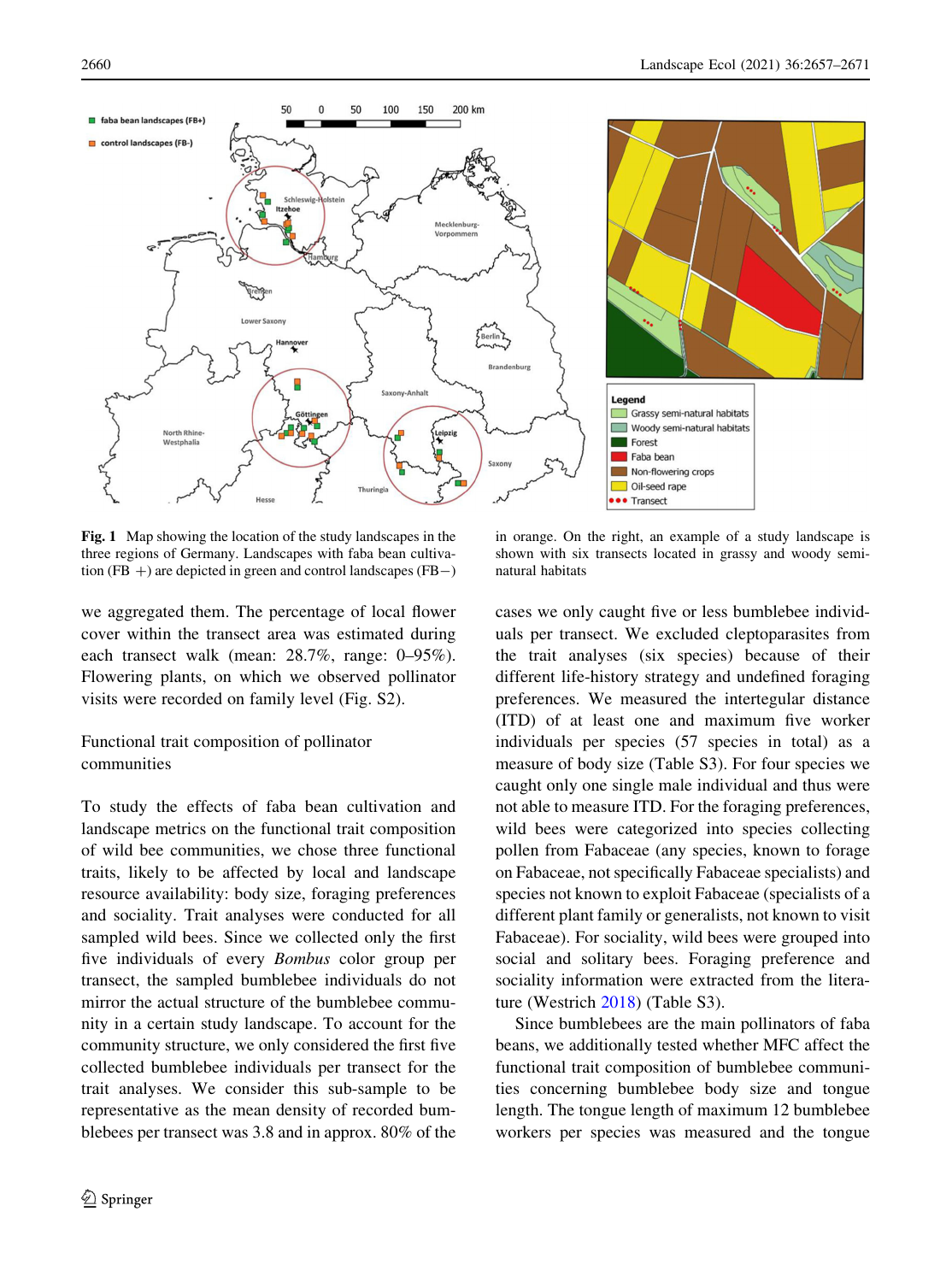**Fig. 1** Map showing the location of the study landscapes in the three regions of Germany. Landscapes with faba bean cultivation (FB +) are depicted in green and control landscapes (FB−) in orange. On the right, an example of a study landscape is shown with six transects located in grassy and woody semi-natural habitats

we aggregated them. The percentage of local flower cover within the transect area was estimated during each transect walk (mean: 28.7%, range: 0–95%). Flowering plants, on which we observed pollinator visits were recorded on family level (Fig. S2).

## Functional trait composition of pollinator communities

To study the effects of faba bean cultivation and landscape metrics on the functional trait composition of wild bee communities, we chose three functional traits, likely to be affected by local and landscape resource availability: body size, foraging preferences and sociality. Trait analyses were conducted for all sampled wild bees. Since we collected only the first five individuals of every *Bombus* color group per transect, the sampled bumblebee individuals do not mirror the actual structure of the bumblebee community in a certain study landscape. To account for the community structure, we only considered the first five collected bumblebee individuals per transect for the trait analyses. We consider this sub-sample to be representative as the mean density of recorded bumblebees per transect was 3.8 and in approx. 80% of the cases we only caught five or less bumblebee individuals per transect. We excluded cleptoparasites from the trait analyses (six species) because of their different life-history strategy and undefined foraging preferences. We measured the intertegular distance (ITD) of at least one and maximum five worker individuals per species (57 species in total) as a measure of body size (Table S3). For four species we caught only one single male individual and thus were not able to measure ITD. For the foraging preferences, wild bees were categorized into species collecting pollen from Fabaceae (any species, known to forage on Fabaceae, not specifically Fabaceae specialists) and species not known to exploit Fabaceae (specialists of a different plant family or generalists, not known to visit Fabaceae). For sociality, wild bees were grouped into social and solitary bees. Foraging preference and sociality information were extracted from the literature (Westrich 2018) (Table S3).

Since bumblebees are the main pollinators of faba beans, we additionally tested whether MFC affect the functional trait composition of bumblebee communities concerning bumblebee body size and tongue length. The tongue length of maximum 12 bumblebee workers per species was measured and the tongue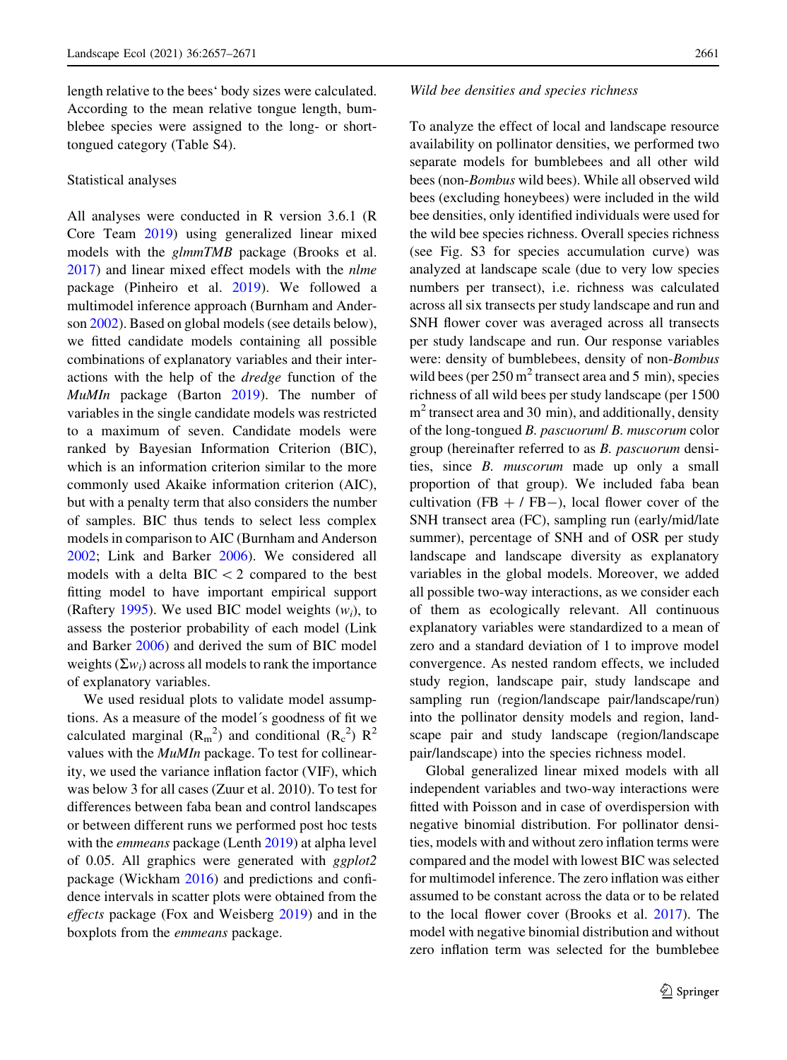length relative to the bees' body sizes were calculated. According to the mean relative tongue length, bumblebee species were assigned to the long- or short-tongued category (Table S4).

## Statistical analyses

All analyses were conducted in R version 3.6.1 (R Core Team 2019) using generalized linear mixed models with the *glmmTMB* package (Brooks et al. 2017) and linear mixed effect models with the *nlme* package (Pinheiro et al. 2019). We followed a multimodel inference approach (Burnham and Anderson 2002). Based on global models (see details below), we fitted candidate models containing all possible combinations of explanatory variables and their interactions with the help of the *dredge* function of the *MuMIn* package (Barton 2019). The number of variables in the single candidate models was restricted to a maximum of seven. Candidate models were ranked by Bayesian Information Criterion (BIC), which is an information criterion similar to the more commonly used Akaike information criterion (AIC), but with a penalty term that also considers the number of samples. BIC thus tends to select less complex models in comparison to AIC (Burnham and Anderson 2002; Link and Barker 2006). We considered all models with a delta BIC < 2 compared to the best fitting model to have important empirical support (Raftery 1995). We used BIC model weights ($w_i$), to assess the posterior probability of each model (Link and Barker 2006) and derived the sum of BIC model weights ($\Sigma w_i$) across all models to rank the importance of explanatory variables.

We used residual plots to validate model assumptions. As a measure of the model´s goodness of fit we calculated marginal ($R_m^2$) and conditional ($R_c^2$) $R^2$ values with the *MuMIn* package. To test for collinearity, we used the variance inflation factor (VIF), which was below 3 for all cases (Zuur et al. 2010). To test for differences between faba bean and control landscapes or between different runs we performed post hoc tests with the *emmeans* package (Lenth 2019) at alpha level of 0.05. All graphics were generated with *ggplot2* package (Wickham 2016) and predictions and confidence intervals in scatter plots were obtained from the *effects* package (Fox and Weisberg 2019) and in the boxplots from the *emmeans* package.

### Wild bee densities and species richness

To analyze the effect of local and landscape resource availability on pollinator densities, we performed two separate models for bumblebees and all other wild bees (non-*Bombus* wild bees). While all observed wild bees (excluding honeybees) were included in the wild bee densities, only identified individuals were used for the wild bee species richness. Overall species richness (see Fig. S3 for species accumulation curve) was analyzed at landscape scale (due to very low species numbers per transect), i.e. richness was calculated across all six transects per study landscape and run and SNH flower cover was averaged across all transects per study landscape and run. Our response variables were: density of bumblebees, density of non-*Bombus* wild bees (per 250 $m^2$ transect area and 5 min), species richness of all wild bees per study landscape (per 1500 $m^2$ transect area and 30 min), and additionally, density of the long-tongued *B. pascuorum*/ *B. muscorum* color group (hereinafter referred to as *B. pascuorum* densities, since *B. muscorum* made up only a small proportion of that group). We included faba bean cultivation (FB + / FB−), local flower cover of the SNH transect area (FC), sampling run (early/mid/late summer), percentage of SNH and of OSR per study landscape and landscape diversity as explanatory variables in the global models. Moreover, we added all possible two-way interactions, as we consider each of them as ecologically relevant. All continuous explanatory variables were standardized to a mean of zero and a standard deviation of 1 to improve model convergence. As nested random effects, we included study region, landscape pair, study landscape and sampling run (region/landscape pair/landscape/run) into the pollinator density models and region, landscape pair and study landscape (region/landscape pair/landscape) into the species richness model.

Global generalized linear mixed models with all independent variables and two-way interactions were fitted with Poisson and in case of overdispersion with negative binomial distribution. For pollinator densities, models with and without zero inflation terms were compared and the model with lowest BIC was selected for multimodel inference. The zero inflation was either assumed to be constant across the data or to be related to the local flower cover (Brooks et al. 2017). The model with negative binomial distribution and without zero inflation term was selected for the bumblebee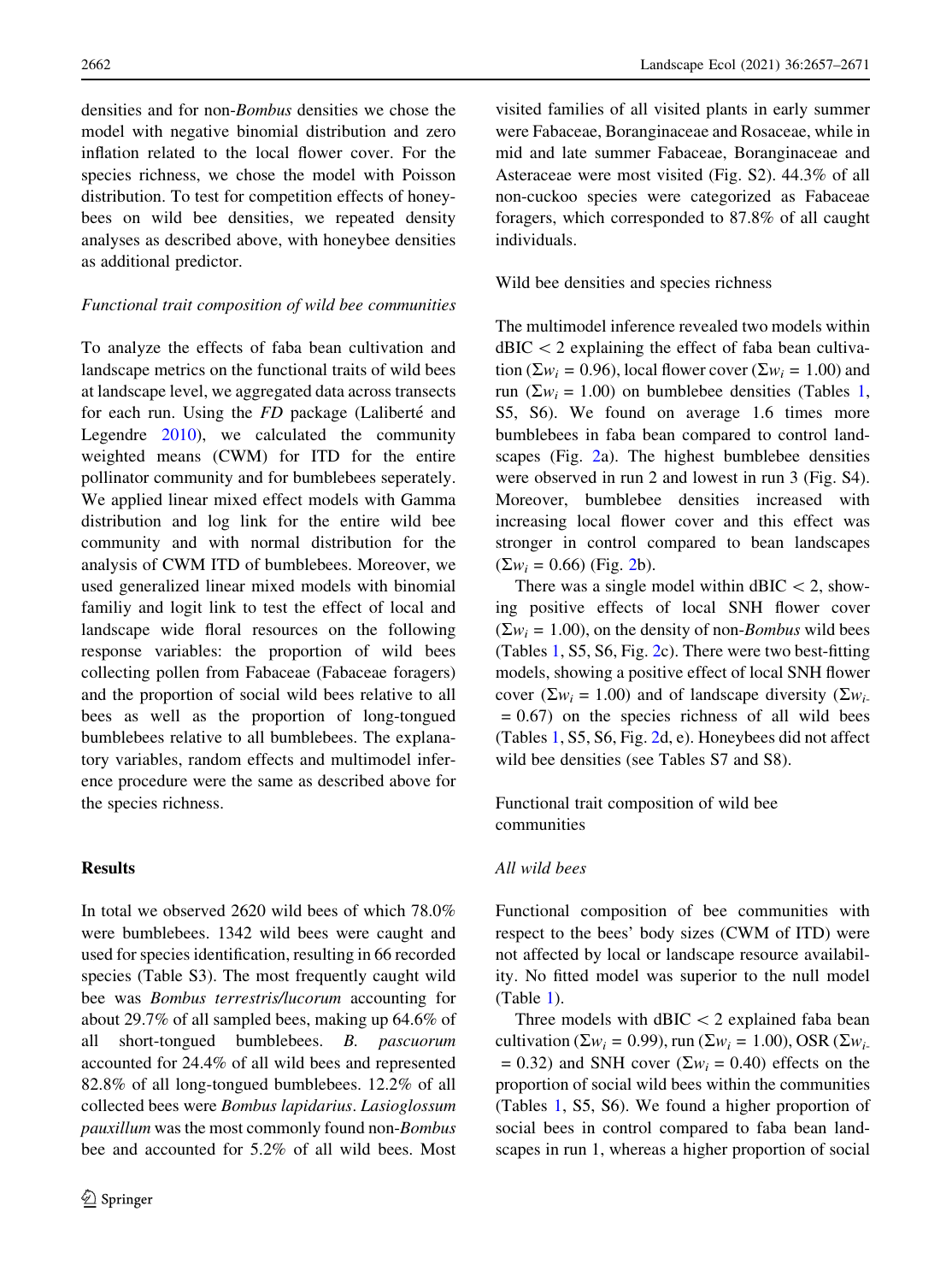densities and for non-*Bombus* densities we chose the model with negative binomial distribution and zero inflation related to the local flower cover. For the species richness, we chose the model with Poisson distribution. To test for competition effects of honeybees on wild bee densities, we repeated density analyses as described above, with honeybee densities as additional predictor.

*Functional trait composition of wild bee communities*

To analyze the effects of faba bean cultivation and landscape metrics on the functional traits of wild bees at landscape level, we aggregated data across transects for each run. Using the *FD* package (Laliberté and Legendre 2010), we calculated the community weighted means (CWM) for ITD for the entire pollinator community and for bumblebees seperately. We applied linear mixed effect models with Gamma distribution and log link for the entire wild bee community and with normal distribution for the analysis of CWM ITD of bumblebees. Moreover, we used generalized linear mixed models with binomial familiy and logit link to test the effect of local and landscape wide floral resources on the following response variables: the proportion of wild bees collecting pollen from Fabaceae (Fabaceae foragers) and the proportion of social wild bees relative to all bees as well as the proportion of long-tongued bumblebees relative to all bumblebees. The explanatory variables, random effects and multimodel inference procedure were the same as described above for the species richness.

## Results

In total we observed 2620 wild bees of which 78.0% were bumblebees. 1342 wild bees were caught and used for species identification, resulting in 66 recorded species (Table S3). The most frequently caught wild bee was *Bombus terrestris/lucorum* accounting for about 29.7% of all sampled bees, making up 64.6% of all short-tongued bumblebees. *B. pascuorum* accounted for 24.4% of all wild bees and represented 82.8% of all long-tongued bumblebees. 12.2% of all collected bees were *Bombus lapidarius*. *Lasioglossum pauxillum* was the most commonly found non-*Bombus* bee and accounted for 5.2% of all wild bees. Most visited families of all visited plants in early summer were Fabaceae, Boranginaceae and Rosaceae, while in mid and late summer Fabaceae, Boranginaceae and Asteraceae were most visited (Fig. S2). 44.3% of all non-cuckoo species were categorized as Fabaceae foragers, which corresponded to 87.8% of all caught individuals.

*Wild bee densities and species richness*

The multimodel inference revealed two models within dBIC < 2 explaining the effect of faba bean cultivation ($\Sigma w_i = 0.96$), local flower cover ($\Sigma w_i = 1.00$) and run ($\Sigma w_i = 1.00$) on bumblebee densities (Tables 1, S5, S6). We found on average 1.6 times more bumblebees in faba bean compared to control landscapes (Fig. 2a). The highest bumblebee densities were observed in run 2 and lowest in run 3 (Fig. S4). Moreover, bumblebee densities increased with increasing local flower cover and this effect was stronger in control compared to bean landscapes ($\Sigma w_i = 0.66$) (Fig. 2b).

There was a single model within dBIC < 2, showing positive effects of local SNH flower cover ($\Sigma w_i = 1.00$), on the density of non-*Bombus* wild bees (Tables 1, S5, S6, Fig. 2c). There were two best-fitting models, showing a positive effect of local SNH flower cover ($\Sigma w_i = 1.00$) and of landscape diversity ($\Sigma w_i = 0.67$) on the species richness of all wild bees (Tables 1, S5, S6, Fig. 2d, e). Honeybees did not affect wild bee densities (see Tables S7 and S8).

*Functional trait composition of wild bee communities*

*All wild bees*

Functional composition of bee communities with respect to the bees' body sizes (CWM of ITD) were not affected by local or landscape resource availability. No fitted model was superior to the null model (Table 1).

Three models with dBIC < 2 explained faba bean cultivation ($\Sigma w_i = 0.99$), run ($\Sigma w_i = 1.00$), OSR ($\Sigma w_i = 0.32$) and SNH cover ($\Sigma w_i = 0.40$) effects on the proportion of social wild bees within the communities (Tables 1, S5, S6). We found a higher proportion of social bees in control compared to faba bean landscapes in run 1, whereas a higher proportion of social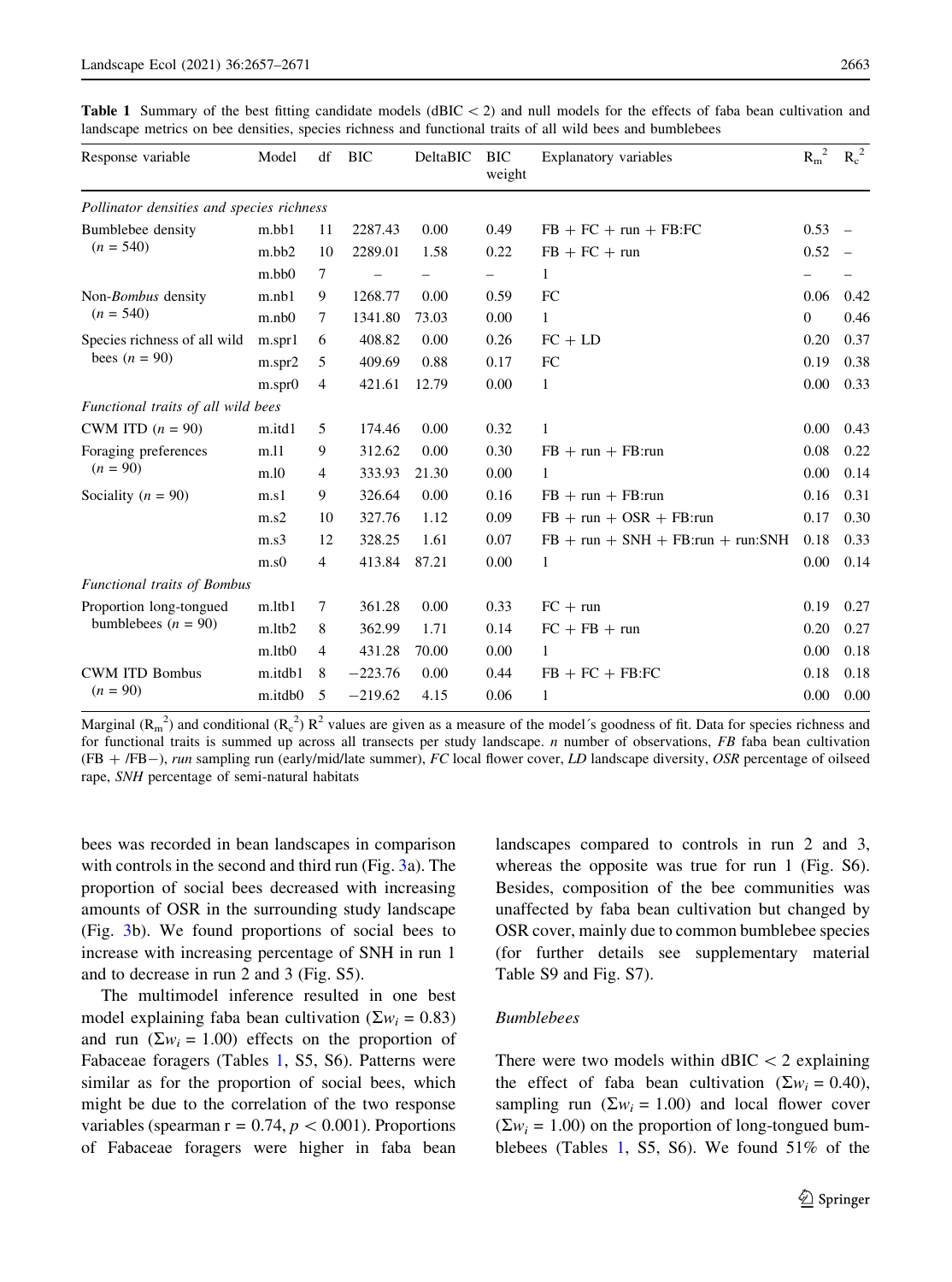**Table 1** Summary of the best fitting candidate models (dBIC < 2) and null models for the effects of faba bean cultivation and landscape metrics on bee densities, species richness and functional traits of all wild bees and bumblebees

| Response variable | Model | df | BIC | DeltaBIC | BIC weight | Explanatory variables | $R_m^2$ | $R_c^2$ |
|---|---|---|---|---|---|---|---|---|
| *Pollinator densities and species richness* | | | | | | | | |
| Bumblebee density ($n = 540$) | m.bb1 | 11 | 2287.43 | 0.00 | 0.49 | FB + FC + run + FB:FC | 0.53 | – |
| | m.bb2 | 10 | 2289.01 | 1.58 | 0.22 | FB + FC + run | 0.52 | – |
| | m.bb0 | 7 | – | – | – | 1 | – | – |
| Non-*Bombus* density ($n = 540$) | m.nb1 | 9 | 1268.77 | 0.00 | 0.59 | FC | 0.06 | 0.42 |
| | m.nb0 | 7 | 1341.80 | 73.03 | 0.00 | 1 | 0 | 0.46 |
| Species richness of all wild bees ($n = 90$) | m.spr1 | 6 | 408.82 | 0.00 | 0.26 | FC + LD | 0.20 | 0.37 |
| | m.spr2 | 5 | 409.69 | 0.88 | 0.17 | FC | 0.19 | 0.38 |
| | m.spr0 | 4 | 421.61 | 12.79 | 0.00 | 1 | 0.00 | 0.33 |
| *Functional traits of all wild bees* | | | | | | | | |
| CWM ITD ($n = 90$) | m.itd1 | 5 | 174.46 | 0.00 | 0.32 | 1 | 0.00 | 0.43 |
| Foraging preferences ($n = 90$) | m.l1 | 9 | 312.62 | 0.00 | 0.30 | FB + run + FB:run | 0.08 | 0.22 |
| | m.l0 | 4 | 333.93 | 21.30 | 0.00 | 1 | 0.00 | 0.14 |
| Sociality ($n = 90$) | m.s1 | 9 | 326.64 | 0.00 | 0.16 | FB + run + FB:run | 0.16 | 0.31 |
| | m.s2 | 10 | 327.76 | 1.12 | 0.09 | FB + run + OSR + FB:run | 0.17 | 0.30 |
| | m.s3 | 12 | 328.25 | 1.61 | 0.07 | FB + run + SNH + FB:run + run:SNH | 0.18 | 0.33 |
| | m.s0 | 4 | 413.84 | 87.21 | 0.00 | 1 | 0.00 | 0.14 |
| *Functional traits of Bombus* | | | | | | | | |
| Proportion long-tongued bumblebees ($n = 90$) | m.ltb1 | 7 | 361.28 | 0.00 | 0.33 | FC + run | 0.19 | 0.27 |
| | m.ltb2 | 8 | 362.99 | 1.71 | 0.14 | FC + FB + run | 0.20 | 0.27 |
| | m.ltb0 | 4 | 431.28 | 70.00 | 0.00 | 1 | 0.00 | 0.18 |
| CWM ITD Bombus ($n = 90$) | m.itdb1 | 8 | −223.76 | 0.00 | 0.44 | FB + FC + FB:FC | 0.18 | 0.18 |
| | m.itdb0 | 5 | −219.62 | 4.15 | 0.06 | 1 | 0.00 | 0.00 |

Marginal ($R_m^2$) and conditional ($R_c^2$) $R^2$ values are given as a measure of the model´s goodness of fit. Data for species richness and for functional traits is summed up across all transects per study landscape. *n* number of observations, *FB* faba bean cultivation (FB + /FB−), *run* sampling run (early/mid/late summer), *FC* local flower cover, *LD* landscape diversity, *OSR* percentage of oilseed rape, *SNH* percentage of semi-natural habitats

bees was recorded in bean landscapes in comparison with controls in the second and third run (Fig. 3a). The proportion of social bees decreased with increasing amounts of OSR in the surrounding study landscape (Fig. 3b). We found proportions of social bees to increase with increasing percentage of SNH in run 1 and to decrease in run 2 and 3 (Fig. S5).

The multimodel inference resulted in one best model explaining faba bean cultivation ($\Sigma w_i = 0.83$) and run ($\Sigma w_i = 1.00$) effects on the proportion of Fabaceae foragers (Tables 1, S5, S6). Patterns were similar as for the proportion of social bees, which might be due to the correlation of the two response variables (spearman $r = 0.74$, $p < 0.001$). Proportions of Fabaceae foragers were higher in faba bean landscapes compared to controls in run 2 and 3, whereas the opposite was true for run 1 (Fig. S6). Besides, composition of the bee communities was unaffected by faba bean cultivation but changed by OSR cover, mainly due to common bumblebee species (for further details see supplementary material Table S9 and Fig. S7).

### Bumblebees

There were two models within dBIC < 2 explaining the effect of faba bean cultivation ($\Sigma w_i = 0.40$), sampling run ($\Sigma w_i = 1.00$) and local flower cover ($\Sigma w_i = 1.00$) on the proportion of long-tongued bumblebees (Tables 1, S5, S6). We found 51% of the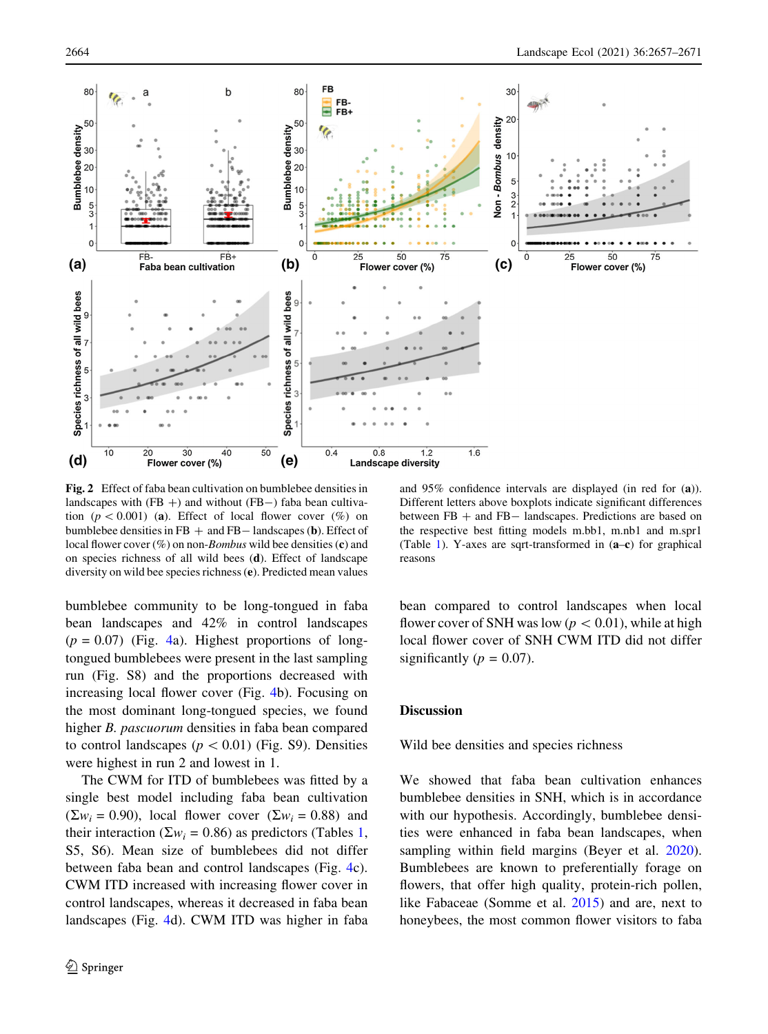**Fig. 2** Effect of faba bean cultivation on bumblebee densities in landscapes with (FB +) and without (FB−) faba bean cultivation ($p < 0.001$) (**a**). Effect of local flower cover (%) on bumblebee densities in FB + and FB− landscapes (**b**). Effect of local flower cover (%) on non-*Bombus* wild bee densities (**c**) and on species richness of all wild bees (**d**). Effect of landscape diversity on wild bee species richness (**e**). Predicted mean values and 95% confidence intervals are displayed (in red for (**a**)). Different letters above boxplots indicate significant differences between FB + and FB− landscapes. Predictions are based on the respective best fitting models m.bb1, m.nb1 and m.spr1 (Table 1). Y-axes are sqrt-transformed in (**a**–**c**) for graphical reasons

bumblebee community to be long-tongued in faba bean landscapes and 42% in control landscapes ($p = 0.07$) (Fig. 4a). Highest proportions of long-tongued bumblebees were present in the last sampling run (Fig. S8) and the proportions decreased with increasing local flower cover (Fig. 4b). Focusing on the most dominant long-tongued species, we found higher *B. pascuorum* densities in faba bean compared to control landscapes ($p < 0.01$) (Fig. S9). Densities were highest in run 2 and lowest in 1.

The CWM for ITD of bumblebees was fitted by a single best model including faba bean cultivation ($\Sigma w_i = 0.90$), local flower cover ($\Sigma w_i = 0.88$) and their interaction ($\Sigma w_i = 0.86$) as predictors (Tables 1, S5, S6). Mean size of bumblebees did not differ between faba bean and control landscapes (Fig. 4c). CWM ITD increased with increasing flower cover in control landscapes, whereas it decreased in faba bean landscapes (Fig. 4d). CWM ITD was higher in faba bean compared to control landscapes when local flower cover of SNH was low ($p < 0.01$), while at high local flower cover of SNH CWM ITD did not differ significantly ($p = 0.07$).

## Discussion

### Wild bee densities and species richness

We showed that faba bean cultivation enhances bumblebee densities in SNH, which is in accordance with our hypothesis. Accordingly, bumblebee densities were enhanced in faba bean landscapes, when sampling within field margins (Beyer et al. 2020). Bumblebees are known to preferentially forage on flowers, that offer high quality, protein-rich pollen, like Fabaceae (Somme et al. 2015) and are, next to honeybees, the most common flower visitors to faba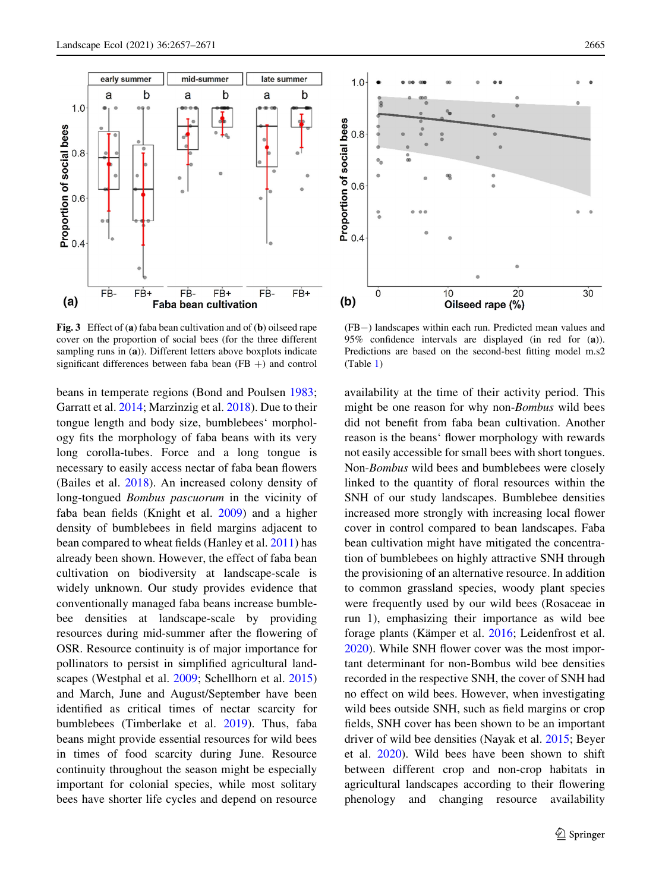Fig. 3 Effect of (a) faba bean cultivation and of (b) oilseed rape cover on the proportion of social bees (for the three different sampling runs in (a)). Different letters above boxplots indicate significant differences between faba bean (FB +) and control (FB−) landscapes within each run. Predicted mean values and 95% confidence intervals are displayed (in red for (a)). Predictions are based on the second-best fitting model m.s2 (Table 1)

beans in temperate regions (Bond and Poulsen 1983; Garratt et al. 2014; Marzinzig et al. 2018). Due to their tongue length and body size, bumblebees' morphology fits the morphology of faba beans with its very long corolla-tubes. Force and a long tongue is necessary to easily access nectar of faba bean flowers (Bailes et al. 2018). An increased colony density of long-tongued *Bombus pascuorum* in the vicinity of faba bean fields (Knight et al. 2009) and a higher density of bumblebees in field margins adjacent to bean compared to wheat fields (Hanley et al. 2011) has already been shown. However, the effect of faba bean cultivation on biodiversity at landscape-scale is widely unknown. Our study provides evidence that conventionally managed faba beans increase bumblebee densities at landscape-scale by providing resources during mid-summer after the flowering of OSR. Resource continuity is of major importance for pollinators to persist in simplified agricultural landscapes (Westphal et al. 2009; Schellhorn et al. 2015) and March, June and August/September have been identified as critical times of nectar scarcity for bumblebees (Timberlake et al. 2019). Thus, faba beans might provide essential resources for wild bees in times of food scarcity during June. Resource continuity throughout the season might be especially important for colonial species, while most solitary bees have shorter life cycles and depend on resource availability at the time of their activity period. This might be one reason for why non-*Bombus* wild bees did not benefit from faba bean cultivation. Another reason is the beans' flower morphology with rewards not easily accessible for small bees with short tongues. Non-*Bombus* wild bees and bumblebees were closely linked to the quantity of floral resources within the SNH of our study landscapes. Bumblebee densities increased more strongly with increasing local flower cover in control compared to bean landscapes. Faba bean cultivation might have mitigated the concentration of bumblebees on highly attractive SNH through the provisioning of an alternative resource. In addition to common grassland species, woody plant species were frequently used by our wild bees (Rosaceae in run 1), emphasizing their importance as wild bee forage plants (Kämper et al. 2016; Leidenfrost et al. 2020). While SNH flower cover was the most important determinant for non-Bombus wild bee densities recorded in the respective SNH, the cover of SNH had no effect on wild bees. However, when investigating wild bees outside SNH, such as field margins or crop fields, SNH cover has been shown to be an important driver of wild bee densities (Nayak et al. 2015; Beyer et al. 2020). Wild bees have been shown to shift between different crop and non-crop habitats in agricultural landscapes according to their flowering phenology and changing resource availability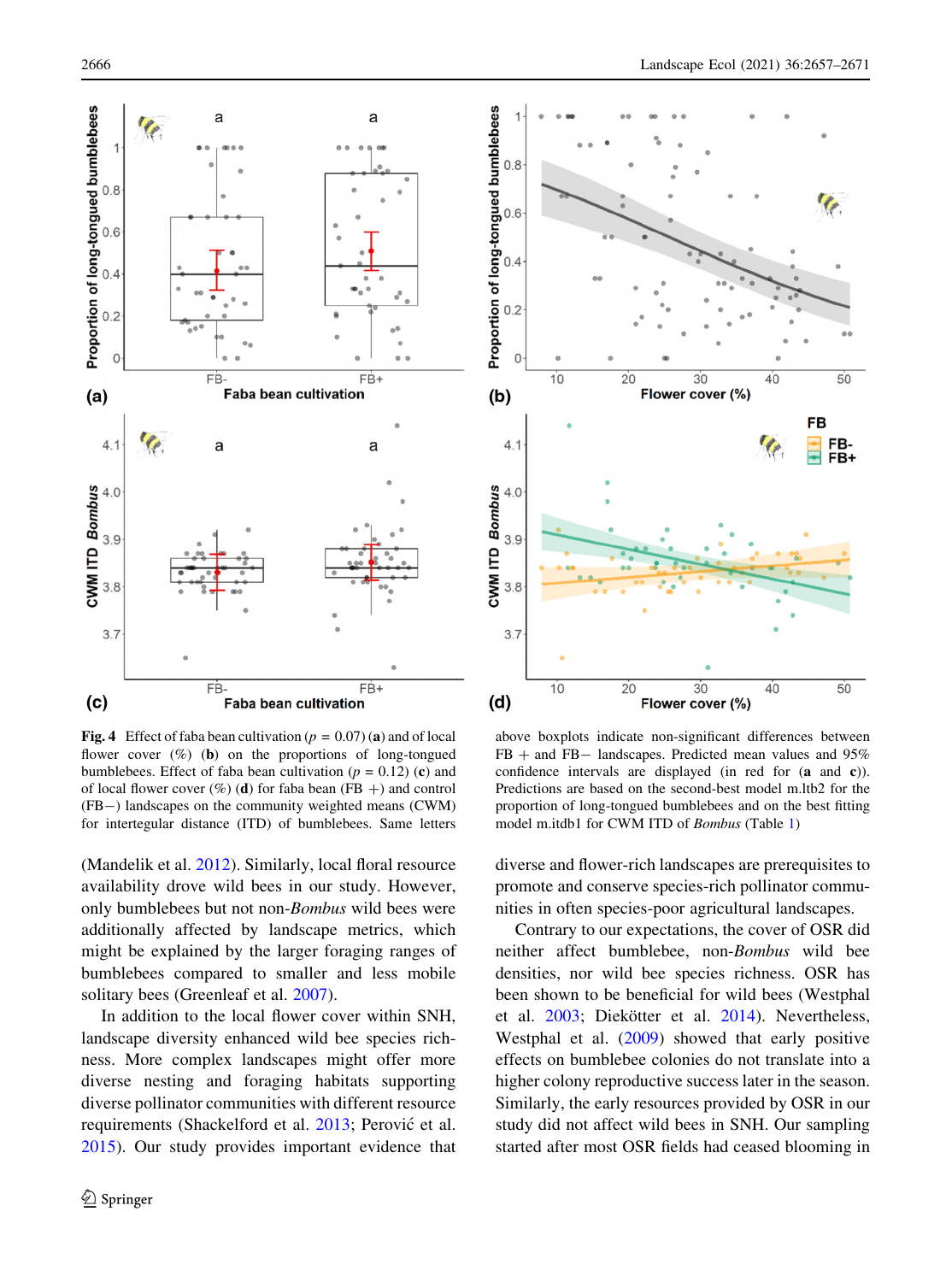**Fig. 4** Effect of faba bean cultivation ($p = 0.07$) (**a**) and of local flower cover (%) (**b**) on the proportions of long-tongued bumblebees. Effect of faba bean cultivation ($p = 0.12$) (**c**) and of local flower cover (%) (**d**) for faba bean (FB +) and control (FB−) landscapes on the community weighted means (CWM) for intertegular distance (ITD) of bumblebees. Same letters above boxplots indicate non-significant differences between FB + and FB− landscapes. Predicted mean values and 95% confidence intervals are displayed (in red for (**a** and **c**)). Predictions are based on the second-best model m.ltb2 for the proportion of long-tongued bumblebees and on the best fitting model m.itdb1 for CWM ITD of *Bombus* (Table 1)

(Mandelik et al. 2012). Similarly, local floral resource availability drove wild bees in our study. However, only bumblebees but not non-*Bombus* wild bees were additionally affected by landscape metrics, which might be explained by the larger foraging ranges of bumblebees compared to smaller and less mobile solitary bees (Greenleaf et al. 2007).

In addition to the local flower cover within SNH, landscape diversity enhanced wild bee species richness. More complex landscapes might offer more diverse nesting and foraging habitats supporting diverse pollinator communities with different resource requirements (Shackelford et al. 2013; Perović et al. 2015). Our study provides important evidence that diverse and flower-rich landscapes are prerequisites to promote and conserve species-rich pollinator communities in often species-poor agricultural landscapes.

Contrary to our expectations, the cover of OSR did neither affect bumblebee, non-*Bombus* wild bee densities, nor wild bee species richness. OSR has been shown to be beneficial for wild bees (Westphal et al. 2003; Diekötter et al. 2014). Nevertheless, Westphal et al. (2009) showed that early positive effects on bumblebee colonies do not translate into a higher colony reproductive success later in the season. Similarly, the early resources provided by OSR in our study did not affect wild bees in SNH. Our sampling started after most OSR fields had ceased blooming in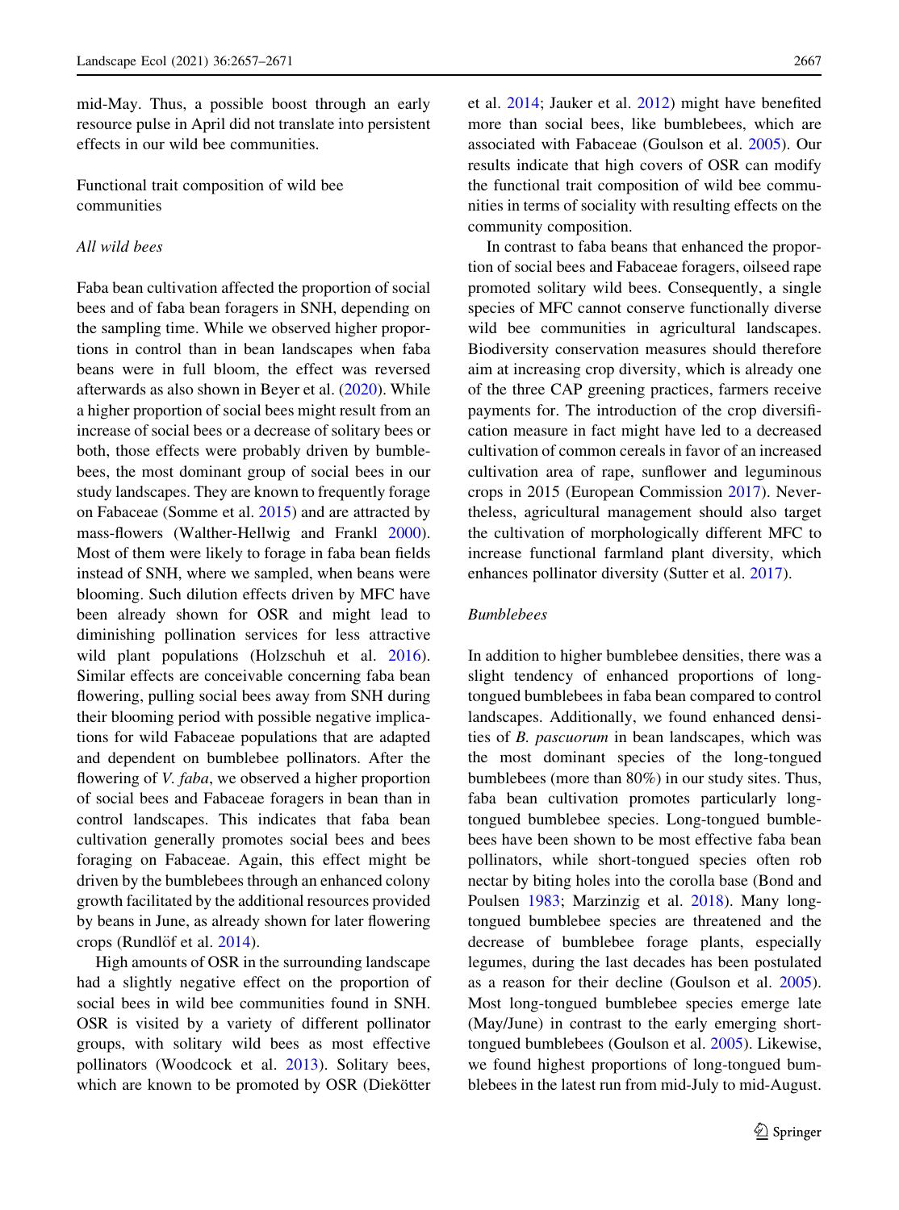mid-May. Thus, a possible boost through an early resource pulse in April did not translate into persistent effects in our wild bee communities.

## Functional trait composition of wild bee communities

### *All wild bees*

Faba bean cultivation affected the proportion of social bees and of faba bean foragers in SNH, depending on the sampling time. While we observed higher proportions in control than in bean landscapes when faba beans were in full bloom, the effect was reversed afterwards as also shown in Beyer et al. (2020). While a higher proportion of social bees might result from an increase of social bees or a decrease of solitary bees or both, those effects were probably driven by bumblebees, the most dominant group of social bees in our study landscapes. They are known to frequently forage on Fabaceae (Somme et al. 2015) and are attracted by mass-flowers (Walther-Hellwig and Frankl 2000). Most of them were likely to forage in faba bean fields instead of SNH, where we sampled, when beans were blooming. Such dilution effects driven by MFC have been already shown for OSR and might lead to diminishing pollination services for less attractive wild plant populations (Holzschuh et al. 2016). Similar effects are conceivable concerning faba bean flowering, pulling social bees away from SNH during their blooming period with possible negative implications for wild Fabaceae populations that are adapted and dependent on bumblebee pollinators. After the flowering of *V. faba*, we observed a higher proportion of social bees and Fabaceae foragers in bean than in control landscapes. This indicates that faba bean cultivation generally promotes social bees and bees foraging on Fabaceae. Again, this effect might be driven by the bumblebees through an enhanced colony growth facilitated by the additional resources provided by beans in June, as already shown for later flowering crops (Rundlöf et al. 2014).

High amounts of OSR in the surrounding landscape had a slightly negative effect on the proportion of social bees in wild bee communities found in SNH. OSR is visited by a variety of different pollinator groups, with solitary wild bees as most effective pollinators (Woodcock et al. 2013). Solitary bees, which are known to be promoted by OSR (Diekötter et al. 2014; Jauker et al. 2012) might have benefited more than social bees, like bumblebees, which are associated with Fabaceae (Goulson et al. 2005). Our results indicate that high covers of OSR can modify the functional trait composition of wild bee communities in terms of sociality with resulting effects on the community composition.

In contrast to faba beans that enhanced the proportion of social bees and Fabaceae foragers, oilseed rape promoted solitary wild bees. Consequently, a single species of MFC cannot conserve functionally diverse wild bee communities in agricultural landscapes. Biodiversity conservation measures should therefore aim at increasing crop diversity, which is already one of the three CAP greening practices, farmers receive payments for. The introduction of the crop diversification measure in fact might have led to a decreased cultivation of common cereals in favor of an increased cultivation area of rape, sunflower and leguminous crops in 2015 (European Commission 2017). Nevertheless, agricultural management should also target the cultivation of morphologically different MFC to increase functional farmland plant diversity, which enhances pollinator diversity (Sutter et al. 2017).

### *Bumblebees*

In addition to higher bumblebee densities, there was a slight tendency of enhanced proportions of long-tongued bumblebees in faba bean compared to control landscapes. Additionally, we found enhanced densities of *B. pascuorum* in bean landscapes, which was the most dominant species of the long-tongued bumblebees (more than 80%) in our study sites. Thus, faba bean cultivation promotes particularly long-tongued bumblebee species. Long-tongued bumblebees have been shown to be most effective faba bean pollinators, while short-tongued species often rob nectar by biting holes into the corolla base (Bond and Poulsen 1983; Marzinzig et al. 2018). Many long-tongued bumblebee species are threatened and the decrease of bumblebee forage plants, especially legumes, during the last decades has been postulated as a reason for their decline (Goulson et al. 2005). Most long-tongued bumblebee species emerge late (May/June) in contrast to the early emerging short-tongued bumblebees (Goulson et al. 2005). Likewise, we found highest proportions of long-tongued bumblebees in the latest run from mid-July to mid-August.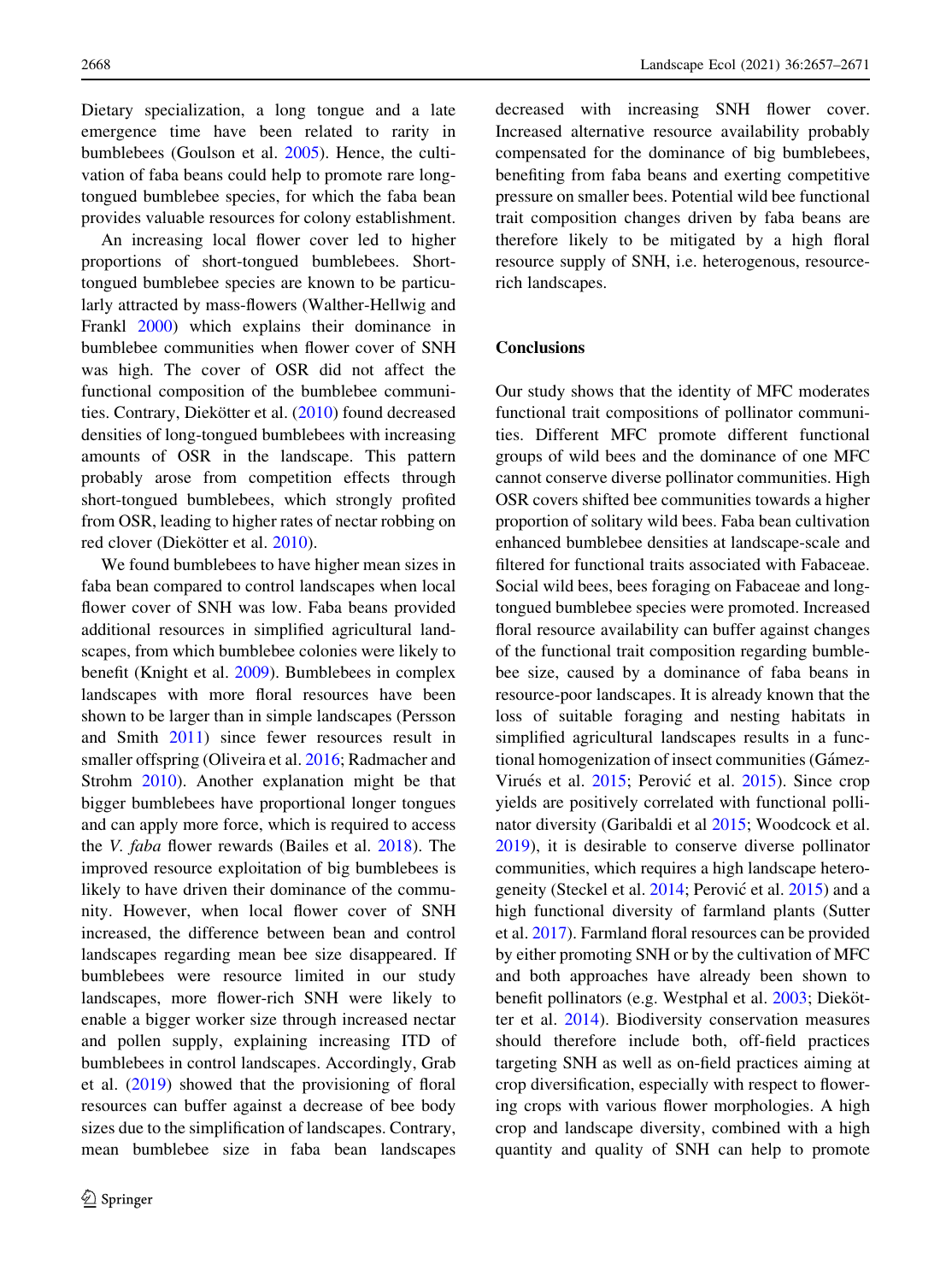Dietary specialization, a long tongue and a late emergence time have been related to rarity in bumblebees (Goulson et al. 2005). Hence, the cultivation of faba beans could help to promote rare long-tongued bumblebee species, for which the faba bean provides valuable resources for colony establishment.

An increasing local flower cover led to higher proportions of short-tongued bumblebees. Short-tongued bumblebee species are known to be particularly attracted by mass-flowers (Walther-Hellwig and Frankl 2000) which explains their dominance in bumblebee communities when flower cover of SNH was high. The cover of OSR did not affect the functional composition of the bumblebee communities. Contrary, Diekötter et al. (2010) found decreased densities of long-tongued bumblebees with increasing amounts of OSR in the landscape. This pattern probably arose from competition effects through short-tongued bumblebees, which strongly profited from OSR, leading to higher rates of nectar robbing on red clover (Diekötter et al. 2010).

We found bumblebees to have higher mean sizes in faba bean compared to control landscapes when local flower cover of SNH was low. Faba beans provided additional resources in simplified agricultural landscapes, from which bumblebee colonies were likely to benefit (Knight et al. 2009). Bumblebees in complex landscapes with more floral resources have been shown to be larger than in simple landscapes (Persson and Smith 2011) since fewer resources result in smaller offspring (Oliveira et al. 2016; Radmacher and Strohm 2010). Another explanation might be that bigger bumblebees have proportional longer tongues and can apply more force, which is required to access the *V. faba* flower rewards (Bailes et al. 2018). The improved resource exploitation of big bumblebees is likely to have driven their dominance of the community. However, when local flower cover of SNH increased, the difference between bean and control landscapes regarding mean bee size disappeared. If bumblebees were resource limited in our study landscapes, more flower-rich SNH were likely to enable a bigger worker size through increased nectar and pollen supply, explaining increasing ITD of bumblebees in control landscapes. Accordingly, Grab et al. (2019) showed that the provisioning of floral resources can buffer against a decrease of bee body sizes due to the simplification of landscapes. Contrary, mean bumblebee size in faba bean landscapes decreased with increasing SNH flower cover. Increased alternative resource availability probably compensated for the dominance of big bumblebees, benefiting from faba beans and exerting competitive pressure on smaller bees. Potential wild bee functional trait composition changes driven by faba beans are therefore likely to be mitigated by a high floral resource supply of SNH, i.e. heterogenous, resource-rich landscapes.

## Conclusions

Our study shows that the identity of MFC moderates functional trait compositions of pollinator communities. Different MFC promote different functional groups of wild bees and the dominance of one MFC cannot conserve diverse pollinator communities. High OSR covers shifted bee communities towards a higher proportion of solitary wild bees. Faba bean cultivation enhanced bumblebee densities at landscape-scale and filtered for functional traits associated with Fabaceae. Social wild bees, bees foraging on Fabaceae and long-tongued bumblebee species were promoted. Increased floral resource availability can buffer against changes of the functional trait composition regarding bumblebee size, caused by a dominance of faba beans in resource-poor landscapes. It is already known that the loss of suitable foraging and nesting habitats in simplified agricultural landscapes results in a functional homogenization of insect communities (Gámez-Virués et al. 2015; Perović et al. 2015). Since crop yields are positively correlated with functional pollinator diversity (Garibaldi et al 2015; Woodcock et al. 2019), it is desirable to conserve diverse pollinator communities, which requires a high landscape heterogeneity (Steckel et al. 2014; Perović et al. 2015) and a high functional diversity of farmland plants (Sutter et al. 2017). Farmland floral resources can be provided by either promoting SNH or by the cultivation of MFC and both approaches have already been shown to benefit pollinators (e.g. Westphal et al. 2003; Diekötter et al. 2014). Biodiversity conservation measures should therefore include both, off-field practices targeting SNH as well as on-field practices aiming at crop diversification, especially with respect to flowering crops with various flower morphologies. A high crop and landscape diversity, combined with a high quantity and quality of SNH can help to promote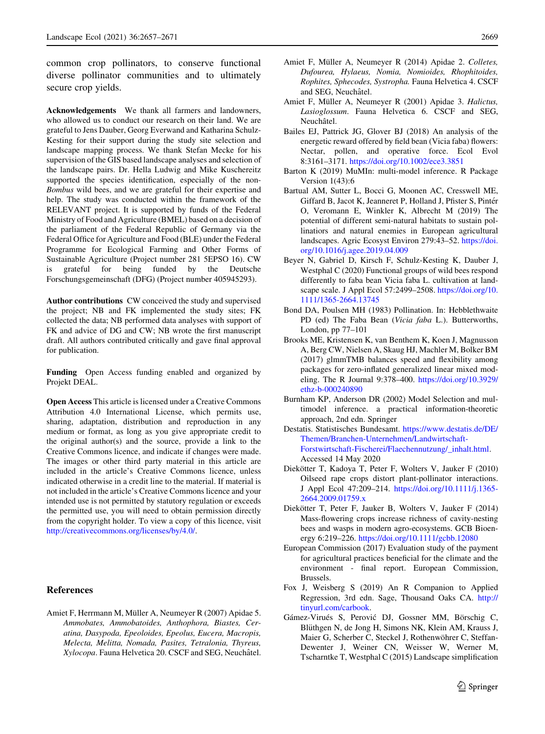common crop pollinators, to conserve functional diverse pollinator communities and to ultimately secure crop yields.

**Acknowledgements** We thank all farmers and landowners, who allowed us to conduct our research on their land. We are grateful to Jens Dauber, Georg Everwand and Katharina Schulz-Kesting for their support during the study site selection and landscape mapping process. We thank Stefan Mecke for his supervision of the GIS based landscape analyses and selection of the landscape pairs. Dr. Hella Ludwig and Mike Kuschereitz supported the species identification, especially of the non-*Bombus* wild bees, and we are grateful for their expertise and help. The study was conducted within the framework of the RELEVANT project. It is supported by funds of the Federal Ministry of Food and Agriculture (BMEL) based on a decision of the parliament of the Federal Republic of Germany via the Federal Office for Agriculture and Food (BLE) under the Federal Programme for Ecological Farming and Other Forms of Sustainable Agriculture (Project number 281 5EPSO 16). CW is grateful for being funded by the Deutsche Forschungsgemeinschaft (DFG) (Project number 405945293).

**Author contributions** CW conceived the study and supervised the project; NB and FK implemented the study sites; FK collected the data; NB performed data analyses with support of FK and advice of DG and CW; NB wrote the first manuscript draft. All authors contributed critically and gave final approval for publication.

**Funding** Open Access funding enabled and organized by Projekt DEAL.

**Open Access** This article is licensed under a Creative Commons Attribution 4.0 International License, which permits use, sharing, adaptation, distribution and reproduction in any medium or format, as long as you give appropriate credit to the original author(s) and the source, provide a link to the Creative Commons licence, and indicate if changes were made. The images or other third party material in this article are included in the article's Creative Commons licence, unless indicated otherwise in a credit line to the material. If material is not included in the article's Creative Commons licence and your intended use is not permitted by statutory regulation or exceeds the permitted use, you will need to obtain permission directly from the copyright holder. To view a copy of this licence, visit http://creativecommons.org/licenses/by/4.0/.

## References

Amiet F, Herrmann M, Müller A, Neumeyer R (2007) Apidae 5. *Ammobates, Ammobatoides, Anthophora, Biastes, Ceratina, Dasypoda, Epeoloides, Epeolus, Eucera, Macropis, Melecta, Melitta, Nomada, Pasites, Tetralonia, Thyreus, Xylocopa*. Fauna Helvetica 20. CSCF and SEG, Neuchâtel.

Amiet F, Müller A, Neumeyer R (2014) Apidae 2. *Colletes, Dufourea, Hylaeus, Nomia, Nomioides, Rhophitoides, Rophites, Sphecodes, Systropha.* Fauna Helvetica 4. CSCF and SEG, Neuchâtel.

Amiet F, Müller A, Neumeyer R (2001) Apidae 3. *Halictus, Lasioglossum*. Fauna Helvetica 6. CSCF and SEG, Neuchâtel.

Bailes EJ, Pattrick JG, Glover BJ (2018) An analysis of the energetic reward offered by field bean (Vicia faba) flowers: Nectar, pollen, and operative force. Ecol Evol 8:3161–3171. https://doi.org/10.1002/ece3.3851

Barton K (2019) MuMIn: multi-model inference. R Package Version 1(43):6

Bartual AM, Sutter L, Bocci G, Moonen AC, Cresswell ME, Giffard B, Jacot K, Jeanneret P, Holland J, Pfister S, Pintér O, Veromann E, Winkler K, Albrecht M (2019) The potential of different semi-natural habitats to sustain pollinations and natural enemies in European agricultural landscapes. Agric Ecosyst Environ 279:43–52. https://doi.org/10.1016/j.agee.2019.04.009

Beyer N, Gabriel D, Kirsch F, Schulz-Kesting K, Dauber J, Westphal C (2020) Functional groups of wild bees respond differently to faba bean Vicia faba L. cultivation at landscape scale. J Appl Ecol 57:2499–2508. https://doi.org/10.1111/1365-2664.13745

Bond DA, Poulsen MH (1983) Pollination. In: Hebblethwaite PD (ed) The Faba Bean (*Vicia faba* L.). Butterworths, London, pp 77–101

Brooks ME, Kristensen K, van Benthem K, Koen J, Magnusson A, Berg CW, Nielsen A, Skaug HJ, Machler M, Bolker BM (2017) glmmTMB balances speed and flexibility among packages for zero-inflated generalized linear mixed modeling. The R Journal 9:378–400. https://doi.org/10.3929/ethz-b-000240890

Burnham KP, Anderson DR (2002) Model Selection and multimodel inference. a practical information-theoretic approach, 2nd edn. Springer

Destatis. Statistisches Bundesamt. https://www.destatis.de/DE/Themen/Branchen-Unternehmen/Landwirtschaft-Forstwirtschaft-Fischerei/Flaechennutzung/_inhalt.html. Accessed 14 May 2020

Diekötter T, Kadoya T, Peter F, Wolters V, Jauker F (2010) Oilseed rape crops distort plant-pollinator interactions. J Appl Ecol 47:209–214. https://doi.org/10.1111/j.1365-2664.2009.01759.x

Diekötter T, Peter F, Jauker B, Wolters V, Jauker F (2014) Mass-flowering crops increase richness of cavity-nesting bees and wasps in modern agro-ecosystems. GCB Bioenergy 6:219–226. https://doi.org/10.1111/gcbb.12080

European Commission (2017) Evaluation study of the payment for agricultural practices beneficial for the climate and the environment - final report. European Commission, Brussels.

Fox J, Weisberg S (2019) An R Companion to Applied Regression, 3rd edn. Sage, Thousand Oaks CA. http://tinyurl.com/carbook.

Gámez-Virués S, Perović DJ, Gossner MM, Börschig C, Blüthgen N, de Jong H, Simons NK, Klein AM, Krauss J, Maier G, Scherber C, Steckel J, Rothenwöhrer C, Steffan-Dewenter J, Weiner CN, Weisser W, Werner M, Tscharntke T, Westphal C (2015) Landscape simplification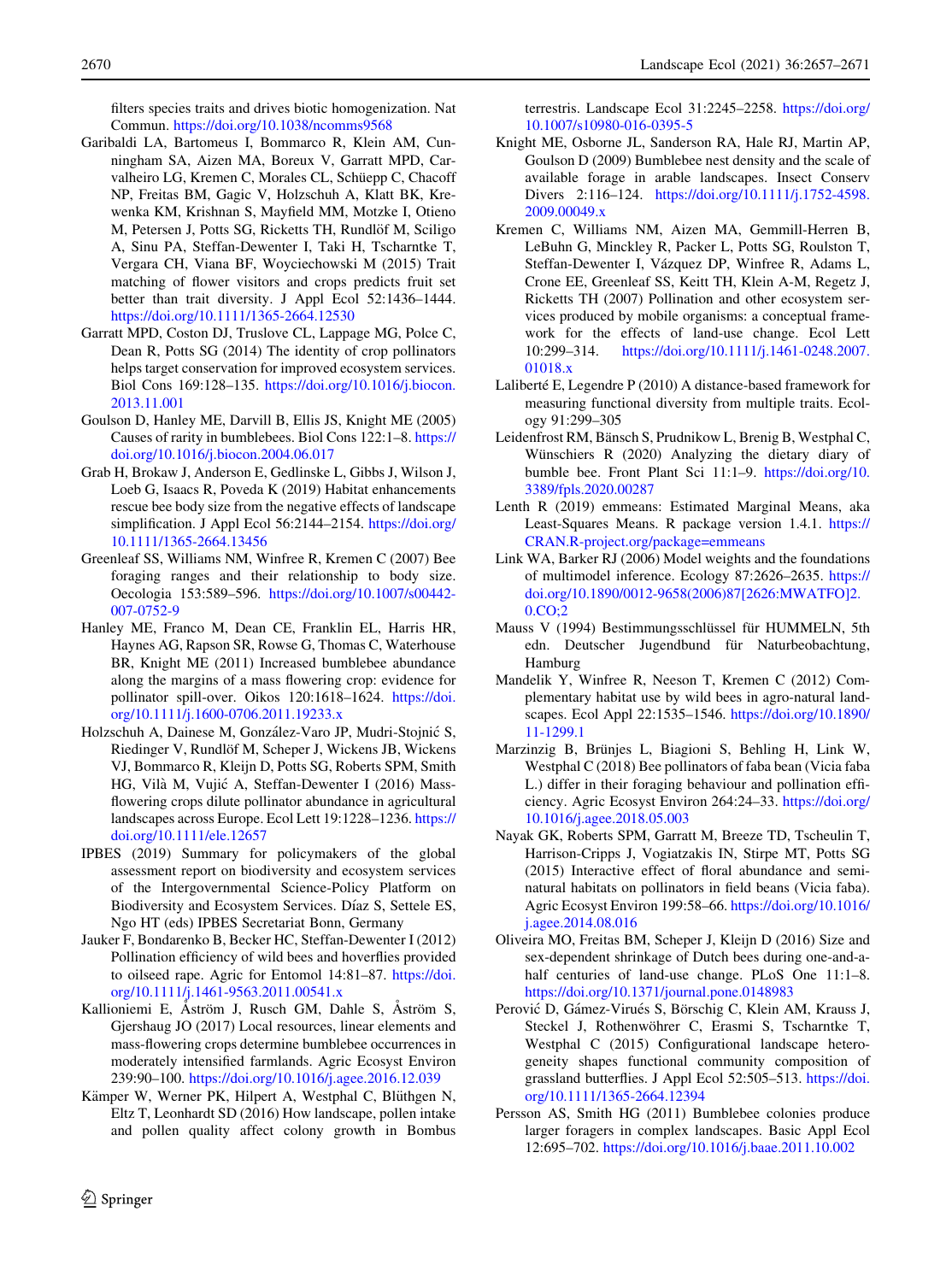filters species traits and drives biotic homogenization. Nat Commun. https://doi.org/10.1038/ncomms9568

Garibaldi LA, Bartomeus I, Bommarco R, Klein AM, Cunningham SA, Aizen MA, Boreux V, Garratt MPD, Carvalheiro LG, Kremen C, Morales CL, Schüepp C, Chacoff NP, Freitas BM, Gagic V, Holzschuh A, Klatt BK, Krewenka KM, Krishnan S, Mayfield MM, Motzke I, Otieno M, Petersen J, Potts SG, Ricketts TH, Rundlöf M, Sciligo A, Sinu PA, Steffan-Dewenter I, Taki H, Tscharntke T, Vergara CH, Viana BF, Woyciechowski M (2015) Trait matching of flower visitors and crops predicts fruit set better than trait diversity. J Appl Ecol 52:1436–1444. https://doi.org/10.1111/1365-2664.12530

Garratt MPD, Coston DJ, Truslove CL, Lappage MG, Polce C, Dean R, Potts SG (2014) The identity of crop pollinators helps target conservation for improved ecosystem services. Biol Cons 169:128–135. https://doi.org/10.1016/j.biocon.2013.11.001

Goulson D, Hanley ME, Darvill B, Ellis JS, Knight ME (2005) Causes of rarity in bumblebees. Biol Cons 122:1–8. https://doi.org/10.1016/j.biocon.2004.06.017

Grab H, Brokaw J, Anderson E, Gedlinske L, Gibbs J, Wilson J, Loeb G, Isaacs R, Poveda K (2019) Habitat enhancements rescue bee body size from the negative effects of landscape simplification. J Appl Ecol 56:2144–2154. https://doi.org/10.1111/1365-2664.13456

Greenleaf SS, Williams NM, Winfree R, Kremen C (2007) Bee foraging ranges and their relationship to body size. Oecologia 153:589–596. https://doi.org/10.1007/s00442-007-0752-9

Hanley ME, Franco M, Dean CE, Franklin EL, Harris HR, Haynes AG, Rapson SR, Rowse G, Thomas C, Waterhouse BR, Knight ME (2011) Increased bumblebee abundance along the margins of a mass flowering crop: evidence for pollinator spill-over. Oikos 120:1618–1624. https://doi.org/10.1111/j.1600-0706.2011.19233.x

Holzschuh A, Dainese M, González-Varo JP, Mudri-Stojnić S, Riedinger V, Rundlöf M, Scheper J, Wickens JB, Wickens VJ, Bommarco R, Kleijn D, Potts SG, Roberts SPM, Smith HG, Vilà M, Vujić A, Steffan-Dewenter I (2016) Mass-flowering crops dilute pollinator abundance in agricultural landscapes across Europe. Ecol Lett 19:1228–1236. https://doi.org/10.1111/ele.12657

IPBES (2019) Summary for policymakers of the global assessment report on biodiversity and ecosystem services of the Intergovernmental Science-Policy Platform on Biodiversity and Ecosystem Services. Díaz S, Settele ES, Ngo HT (eds) IPBES Secretariat Bonn, Germany

Jauker F, Bondarenko B, Becker HC, Steffan-Dewenter I (2012) Pollination efficiency of wild bees and hoverflies provided to oilseed rape. Agric for Entomol 14:81–87. https://doi.org/10.1111/j.1461-9563.2011.00541.x

Kallioniemi E, Åström J, Rusch GM, Dahle S, Åström S, Gjershaug JO (2017) Local resources, linear elements and mass-flowering crops determine bumblebee occurrences in moderately intensified farmlands. Agric Ecosyst Environ 239:90–100. https://doi.org/10.1016/j.agee.2016.12.039

Kämper W, Werner PK, Hilpert A, Westphal C, Blüthgen N, Eltz T, Leonhardt SD (2016) How landscape, pollen intake and pollen quality affect colony growth in Bombus terrestris. Landscape Ecol 31:2245–2258. https://doi.org/10.1007/s10980-016-0395-5

Knight ME, Osborne JL, Sanderson RA, Hale RJ, Martin AP, Goulson D (2009) Bumblebee nest density and the scale of available forage in arable landscapes. Insect Conserv Divers 2:116–124. https://doi.org/10.1111/j.1752-4598.2009.00049.x

Kremen C, Williams NM, Aizen MA, Gemmill-Herren B, LeBuhn G, Minckley R, Packer L, Potts SG, Roulston T, Steffan-Dewenter I, Vázquez DP, Winfree R, Adams L, Crone EE, Greenleaf SS, Keitt TH, Klein A-M, Regetz J, Ricketts TH (2007) Pollination and other ecosystem services produced by mobile organisms: a conceptual framework for the effects of land-use change. Ecol Lett 10:299–314. https://doi.org/10.1111/j.1461-0248.2007.01018.x

Laliberté E, Legendre P (2010) A distance-based framework for measuring functional diversity from multiple traits. Ecology 91:299–305

Leidenfrost RM, Bänsch S, Prudnikow L, Brenig B, Westphal C, Wünschiers R (2020) Analyzing the dietary diary of bumble bee. Front Plant Sci 11:1–9. https://doi.org/10.3389/fpls.2020.00287

Lenth R (2019) emmeans: Estimated Marginal Means, aka Least-Squares Means. R package version 1.4.1. https://CRAN.R-project.org/package=emmeans

Link WA, Barker RJ (2006) Model weights and the foundations of multimodel inference. Ecology 87:2626–2635. https://doi.org/10.1890/0012-9658(2006)87[2626:MWATFO]2.0.CO;2

Mauss V (1994) Bestimmungsschlüssel für HUMMELN, 5th edn. Deutscher Jugendbund für Naturbeobachtung, Hamburg

Mandelik Y, Winfree R, Neeson T, Kremen C (2012) Complementary habitat use by wild bees in agro-natural landscapes. Ecol Appl 22:1535–1546. https://doi.org/10.1890/11-1299.1

Marzinzig B, Brünjes L, Biagioni S, Behling H, Link W, Westphal C (2018) Bee pollinators of faba bean (Vicia faba L.) differ in their foraging behaviour and pollination efficiency. Agric Ecosyst Environ 264:24–33. https://doi.org/10.1016/j.agee.2018.05.003

Nayak GK, Roberts SPM, Garratt M, Breeze TD, Tscheulin T, Harrison-Cripps J, Vogiatzakis IN, Stirpe MT, Potts SG (2015) Interactive effect of floral abundance and semi-natural habitats on pollinators in field beans (Vicia faba). Agric Ecosyst Environ 199:58–66. https://doi.org/10.1016/j.agee.2014.08.016

Oliveira MO, Freitas BM, Scheper J, Kleijn D (2016) Size and sex-dependent shrinkage of Dutch bees during one-and-a-half centuries of land-use change. PLoS One 11:1–8. https://doi.org/10.1371/journal.pone.0148983

Perović D, Gámez-Virués S, Börschig C, Klein AM, Krauss J, Steckel J, Rothenwöhrer C, Erasmi S, Tscharntke T, Westphal C (2015) Configurational landscape heterogeneity shapes functional community composition of grassland butterflies. J Appl Ecol 52:505–513. https://doi.org/10.1111/1365-2664.12394

Persson AS, Smith HG (2011) Bumblebee colonies produce larger foragers in complex landscapes. Basic Appl Ecol 12:695–702. https://doi.org/10.1016/j.baae.2011.10.002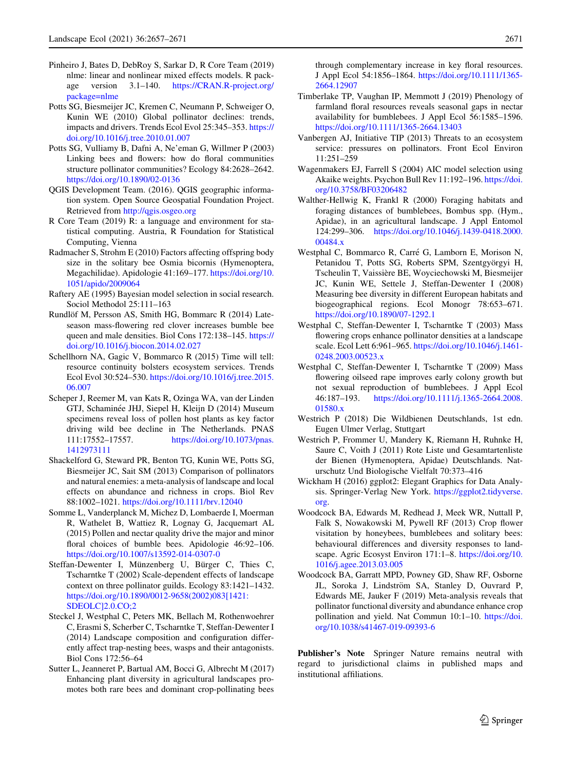Pinheiro J, Bates D, DebRoy S, Sarkar D, R Core Team (2019) nlme: linear and nonlinear mixed effects models. R package version 3.1–140. https://CRAN.R-project.org/package=nlme

Potts SG, Biesmeijer JC, Kremen C, Neumann P, Schweiger O, Kunin WE (2010) Global pollinator declines: trends, impacts and drivers. Trends Ecol Evol 25:345–353. https://doi.org/10.1016/j.tree.2010.01.007

Potts SG, Vulliamy B, Dafni A, Ne'eman G, Willmer P (2003) Linking bees and flowers: how do floral communities structure pollinator communities? Ecology 84:2628–2642. https://doi.org/10.1890/02-0136

QGIS Development Team. (2016). QGIS geographic information system. Open Source Geospatial Foundation Project. Retrieved from http://qgis.osgeo.org

R Core Team (2019) R: a language and environment for statistical computing. Austria, R Foundation for Statistical Computing, Vienna

Radmacher S, Strohm E (2010) Factors affecting offspring body size in the solitary bee Osmia bicornis (Hymenoptera, Megachilidae). Apidologie 41:169–177. https://doi.org/10.1051/apido/2009064

Raftery AE (1995) Bayesian model selection in social research. Sociol Methodol 25:111–163

Rundlöf M, Persson AS, Smith HG, Bommarc R (2014) Late-season mass-flowering red clover increases bumble bee queen and male densities. Biol Cons 172:138–145. https://doi.org/10.1016/j.biocon.2014.02.027

Schellhorn NA, Gagic V, Bommarco R (2015) Time will tell: resource continuity bolsters ecosystem services. Trends Ecol Evol 30:524–530. https://doi.org/10.1016/j.tree.2015.06.007

Scheper J, Reemer M, van Kats R, Ozinga WA, van der Linden GTJ, Schaminée JHJ, Siepel H, Kleijn D (2014) Museum specimens reveal loss of pollen host plants as key factor driving wild bee decline in The Netherlands. PNAS 111:17552–17557. https://doi.org/10.1073/pnas.1412973111

Shackelford G, Steward PR, Benton TG, Kunin WE, Potts SG, Biesmeijer JC, Sait SM (2013) Comparison of pollinators and natural enemies: a meta-analysis of landscape and local effects on abundance and richness in crops. Biol Rev 88:1002–1021. https://doi.org/10.1111/brv.12040

Somme L, Vanderplanck M, Michez D, Lombaerde I, Moerman R, Wathelet B, Wattiez R, Lognay G, Jacquemart AL (2015) Pollen and nectar quality drive the major and minor floral choices of bumble bees. Apidologie 46:92–106. https://doi.org/10.1007/s13592-014-0307-0

Steffan-Dewenter I, Münzenberg U, Bürger C, Thies C, Tscharntke T (2002) Scale-dependent effects of landscape context on three pollinator guilds. Ecology 83:1421–1432. https://doi.org/10.1890/0012-9658(2002)083[1421:SDEOLC]2.0.CO;2

Steckel J, Westphal C, Peters MK, Bellach M, Rothenwoehrer C, Erasmi S, Scherber C, Tscharntke T, Steffan-Dewenter I (2014) Landscape composition and configuration differently affect trap-nesting bees, wasps and their antagonists. Biol Cons 172:56–64

Sutter L, Jeanneret P, Bartual AM, Bocci G, Albrecht M (2017) Enhancing plant diversity in agricultural landscapes promotes both rare bees and dominant crop-pollinating bees through complementary increase in key floral resources. J Appl Ecol 54:1856–1864. https://doi.org/10.1111/1365-2664.12907

Timberlake TP, Vaughan IP, Memmott J (2019) Phenology of farmland floral resources reveals seasonal gaps in nectar availability for bumblebees. J Appl Ecol 56:1585–1596. https://doi.org/10.1111/1365-2664.13403

Vanbergen AJ, Initiative TIP (2013) Threats to an ecosystem service: pressures on pollinators. Front Ecol Environ 11:251–259

Wagenmakers EJ, Farrell S (2004) AIC model selection using Akaike weights. Psychon Bull Rev 11:192–196. https://doi.org/10.3758/BF03206482

Walther-Hellwig K, Frankl R (2000) Foraging habitats and foraging distances of bumblebees, Bombus spp. (Hym., Apidae), in an agricultural landscape. J Appl Entomol 124:299–306. https://doi.org/10.1046/j.1439-0418.2000.00484.x

Westphal C, Bommarco R, Carré G, Lamborn E, Morison N, Petanidou T, Potts SG, Roberts SPM, Szentgyörgyi H, Tscheulin T, Vaissière BE, Woyciechowski M, Biesmeijer JC, Kunin WE, Settele J, Steffan-Dewenter I (2008) Measuring bee diversity in different European habitats and biogeographical regions. Ecol Monogr 78:653–671. https://doi.org/10.1890/07-1292.1

Westphal C, Steffan-Dewenter I, Tscharntke T (2003) Mass flowering crops enhance pollinator densities at a landscape scale. Ecol Lett 6:961–965. https://doi.org/10.1046/j.1461-0248.2003.00523.x

Westphal C, Steffan-Dewenter I, Tscharntke T (2009) Mass flowering oilseed rape improves early colony growth but not sexual reproduction of bumblebees. J Appl Ecol 46:187–193. https://doi.org/10.1111/j.1365-2664.2008.01580.x

Westrich P (2018) Die Wildbienen Deutschlands, 1st edn. Eugen Ulmer Verlag, Stuttgart

Westrich P, Frommer U, Mandery K, Riemann H, Ruhnke H, Saure C, Voith J (2011) Rote Liste und Gesamtartenliste der Bienen (Hymenoptera, Apidae) Deutschlands. Naturschutz Und Biologische Vielfalt 70:373–416

Wickham H (2016) ggplot2: Elegant Graphics for Data Analysis. Springer-Verlag New York. https://ggplot2.tidyverse.org.

Woodcock BA, Edwards M, Redhead J, Meek WR, Nuttall P, Falk S, Nowakowski M, Pywell RF (2013) Crop flower visitation by honeybees, bumblebees and solitary bees: behavioural differences and diversity responses to landscape. Agric Ecosyst Environ 171:1–8. https://doi.org/10.1016/j.agee.2013.03.005

Woodcock BA, Garratt MPD, Powney GD, Shaw RF, Osborne JL, Soroka J, Lindström SA, Stanley D, Ouvrard P, Edwards ME, Jauker F (2019) Meta-analysis reveals that pollinator functional diversity and abundance enhance crop pollination and yield. Nat Commun 10:1–10. https://doi.org/10.1038/s41467-019-09393-6

**Publisher's Note** Springer Nature remains neutral with regard to jurisdictional claims in published maps and institutional affiliations.